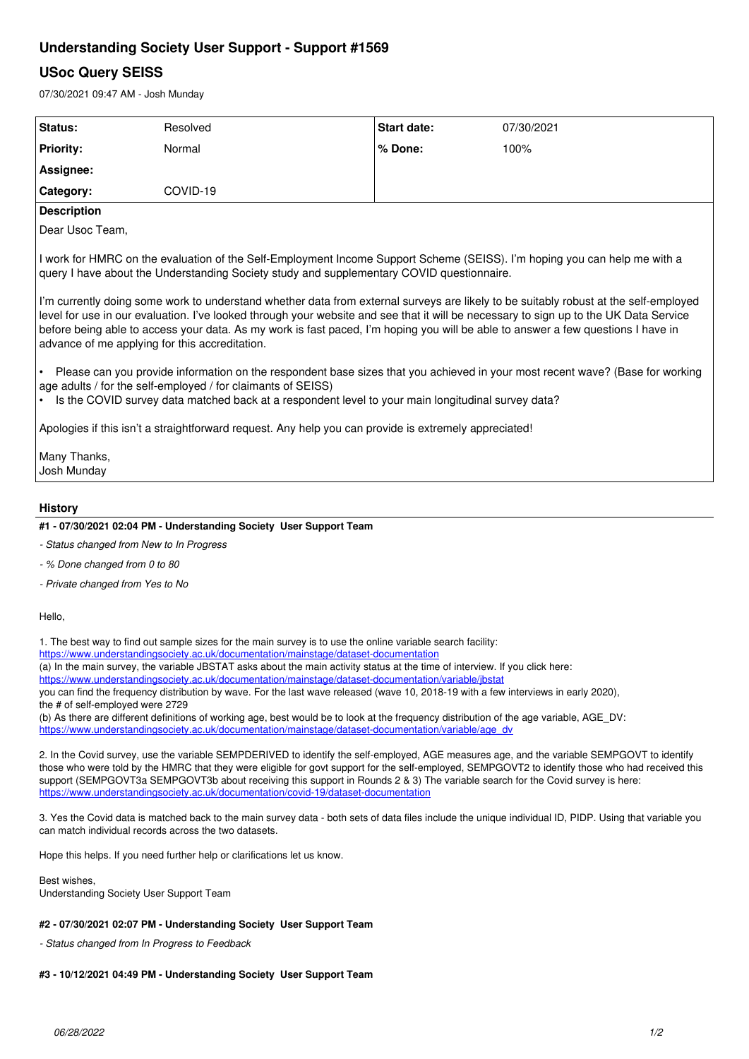# Understanding Society User Support - Support #1569

## USoc Query SEISS

07/30/2021 09:47 AM - Josh Munday

| Status: | Resolved | Start date: | 07/30/2021 |
|---|---|---|---|
| Priority: | Normal | % Done: | 100% |
| Assignee: | | | |
| Category: | COVID-19 | | |

**Description**

Dear Usoc Team,

I work for HMRC on the evaluation of the Self-Employment Income Support Scheme (SEISS). I'm hoping you can help me with a query I have about the Understanding Society study and supplementary COVID questionnaire.

I'm currently doing some work to understand whether data from external surveys are likely to be suitably robust at the self-employed level for use in our evaluation. I've looked through your website and see that it will be necessary to sign up to the UK Data Service before being able to access your data. As my work is fast paced, I'm hoping you will be able to answer a few questions I have in advance of me applying for this accreditation.

- Please can you provide information on the respondent base sizes that you achieved in your most recent wave? (Base for working age adults / for the self-employed / for claimants of SEISS)
- Is the COVID survey data matched back at a respondent level to your main longitudinal survey data?

Apologies if this isn't a straightforward request. Any help you can provide is extremely appreciated!

Many Thanks,
Josh Munday

### History

#### #1 - 07/30/2021 02:04 PM - Understanding Society User Support Team

- *Status changed from New to In Progress*
- *% Done changed from 0 to 80*
- *Private changed from Yes to No*

Hello,

1. The best way to find out sample sizes for the main survey is to use the online variable search facility:
https://www.understandingsociety.ac.uk/documentation/mainstage/dataset-documentation
(a) In the main survey, the variable JBSTAT asks about the main activity status at the time of interview. If you click here:
https://www.understandingsociety.ac.uk/documentation/mainstage/dataset-documentation/variable/jbstat
you can find the frequency distribution by wave. For the last wave released (wave 10, 2018-19 with a few interviews in early 2020), the # of self-employed were 2729
(b) As there are different definitions of working age, best would be to look at the frequency distribution of the age variable, AGE_DV:
https://www.understandingsociety.ac.uk/documentation/mainstage/dataset-documentation/variable/age_dv

2. In the Covid survey, use the variable SEMPDERIVED to identify the self-employed, AGE measures age, and the variable SEMPGOVT to identify those who were told by the HMRC that they were eligible for govt support for the self-employed, SEMPGOVT2 to identify those who had received this support (SEMPGOVT3a SEMPGOVT3b about receiving this support in Rounds 2 & 3) The variable search for the Covid survey is here:
https://www.understandingsociety.ac.uk/documentation/covid-19/dataset-documentation

3. Yes the Covid data is matched back to the main survey data - both sets of data files include the unique individual ID, PIDP. Using that variable you can match individual records across the two datasets.

Hope this helps. If you need further help or clarifications let us know.

Best wishes,
Understanding Society User Support Team

#### #2 - 07/30/2021 02:07 PM - Understanding Society User Support Team

- *Status changed from In Progress to Feedback*

#### #3 - 10/12/2021 04:49 PM - Understanding Society User Support Team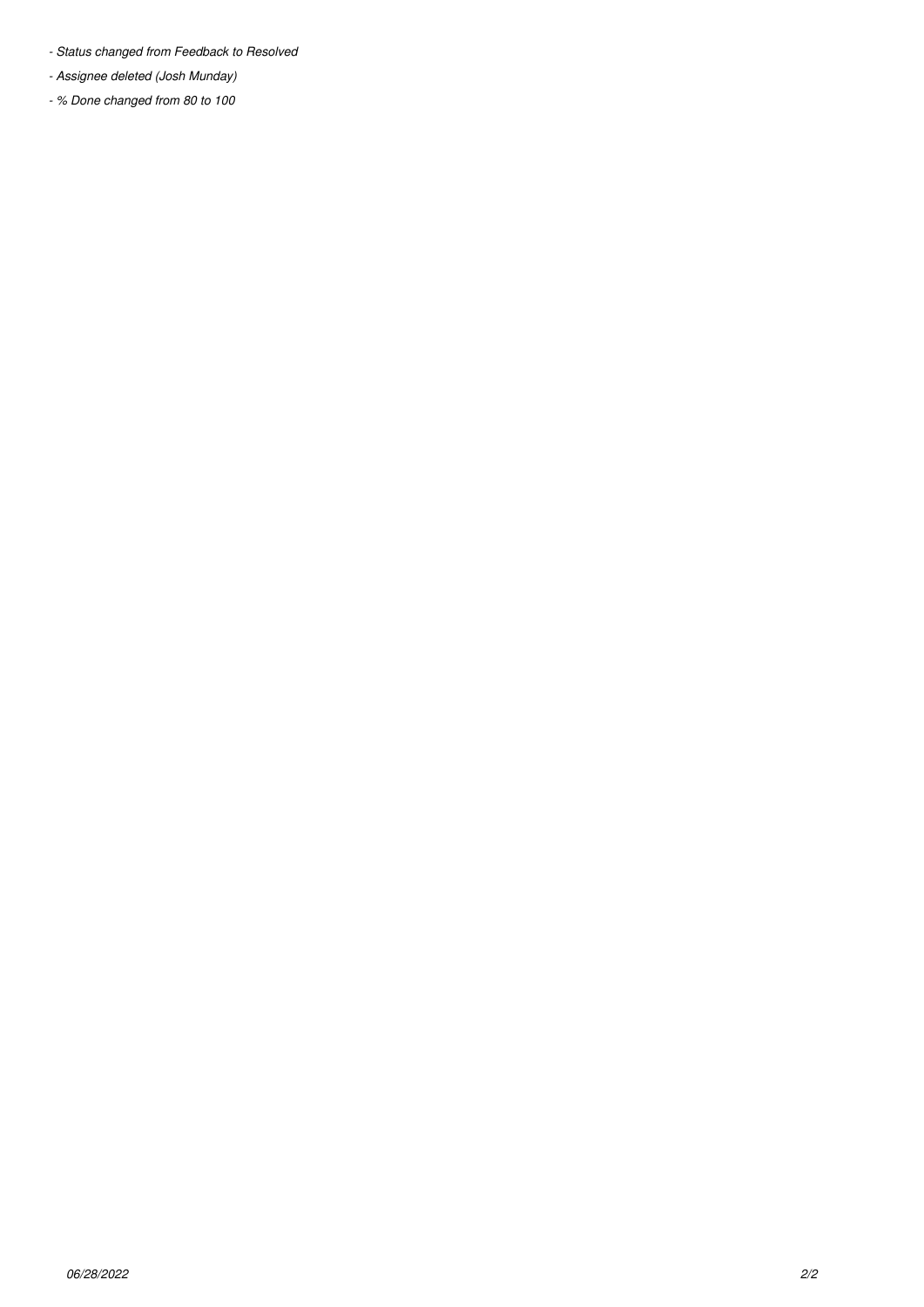- *Status changed from Feedback to Resolved*
- *Assignee deleted (Josh Munday)*
- *% Done changed from 80 to 100*